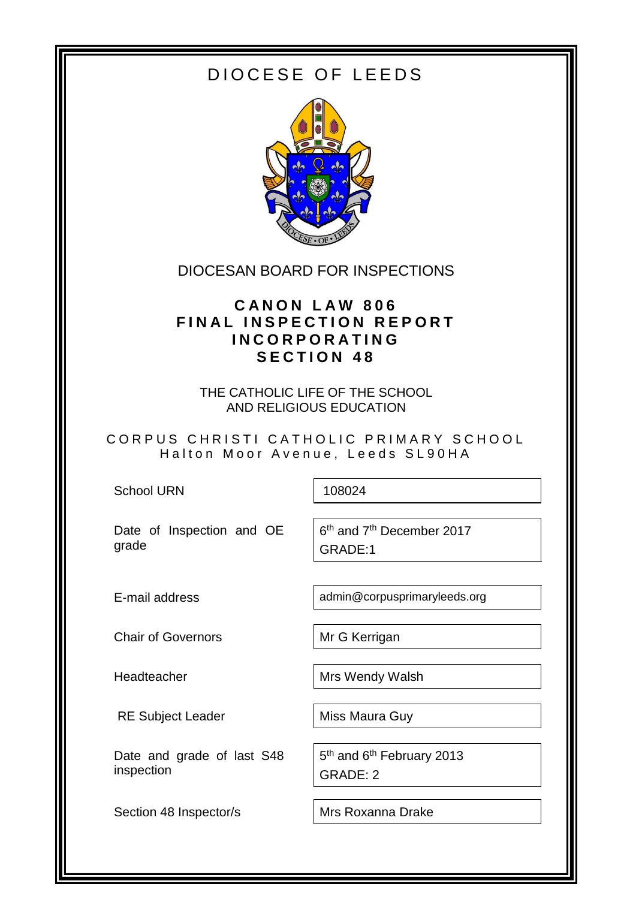# DIOCESE OF LEEDS

DIOCESAN BOARD FOR INSPECTIONS

## CANON LAW 806 FINAL INSPECTION REPORT INCORPORATING SECTION 48

THE CATHOLIC LIFE OF THE SCHOOL
AND RELIGIOUS EDUCATION

### CORPUS CHRISTI CATHOLIC PRIMARY SCHOOL
Halton Moor Avenue, Leeds SL90HA

| | |
|---|---|
| School URN | 108024 |
| Date of Inspection and OE grade | 6th and 7th December 2017<br>GRADE:1 |
| E-mail address | admin@corpusprimaryleeds.org |
| Chair of Governors | Mr G Kerrigan |
| Headteacher | Mrs Wendy Walsh |
| RE Subject Leader | Miss Maura Guy |
| Date and grade of last S48 inspection | 5th and 6th February 2013<br>GRADE: 2 |
| Section 48 Inspector/s | Mrs Roxanna Drake |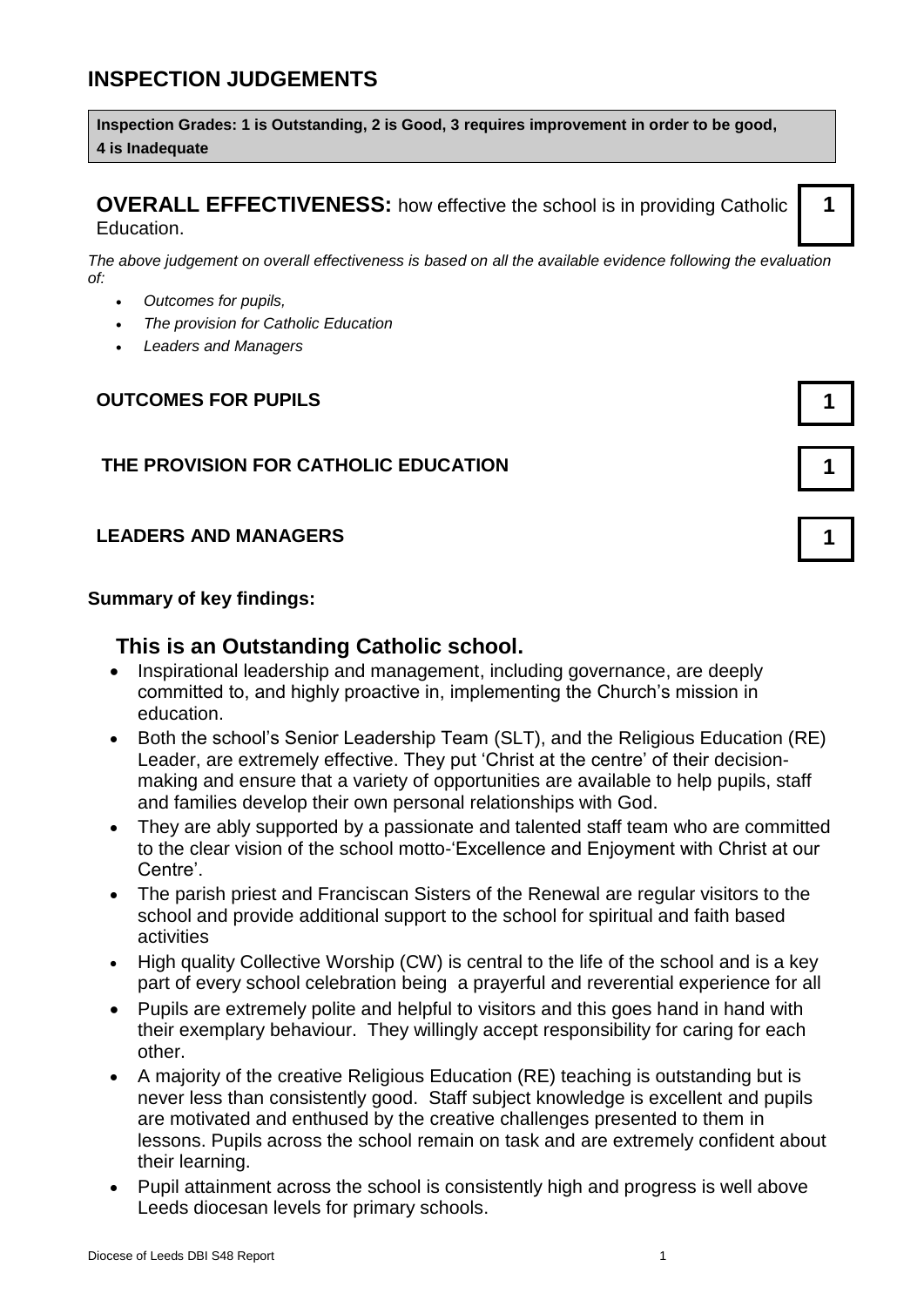# INSPECTION JUDGEMENTS

**Inspection Grades: 1 is Outstanding, 2 is Good, 3 requires improvement in order to be good, 4 is Inadequate**

**OVERALL EFFECTIVENESS:** how effective the school is in providing Catholic Education. **1**

*The above judgement on overall effectiveness is based on all the available evidence following the evaluation of:*

- *Outcomes for pupils,*
- *The provision for Catholic Education*
- *Leaders and Managers*

**OUTCOMES FOR PUPILS** **1**

**THE PROVISION FOR CATHOLIC EDUCATION** **1**

**LEADERS AND MANAGERS** **1**

**Summary of key findings:**

## This is an Outstanding Catholic school.

- Inspirational leadership and management, including governance, are deeply committed to, and highly proactive in, implementing the Church's mission in education.
- Both the school's Senior Leadership Team (SLT), and the Religious Education (RE) Leader, are extremely effective. They put 'Christ at the centre' of their decision-making and ensure that a variety of opportunities are available to help pupils, staff and families develop their own personal relationships with God.
- They are ably supported by a passionate and talented staff team who are committed to the clear vision of the school motto-'Excellence and Enjoyment with Christ at our Centre'.
- The parish priest and Franciscan Sisters of the Renewal are regular visitors to the school and provide additional support to the school for spiritual and faith based activities
- High quality Collective Worship (CW) is central to the life of the school and is a key part of every school celebration being a prayerful and reverential experience for all
- Pupils are extremely polite and helpful to visitors and this goes hand in hand with their exemplary behaviour. They willingly accept responsibility for caring for each other.
- A majority of the creative Religious Education (RE) teaching is outstanding but is never less than consistently good. Staff subject knowledge is excellent and pupils are motivated and enthused by the creative challenges presented to them in lessons. Pupils across the school remain on task and are extremely confident about their learning.
- Pupil attainment across the school is consistently high and progress is well above Leeds diocesan levels for primary schools.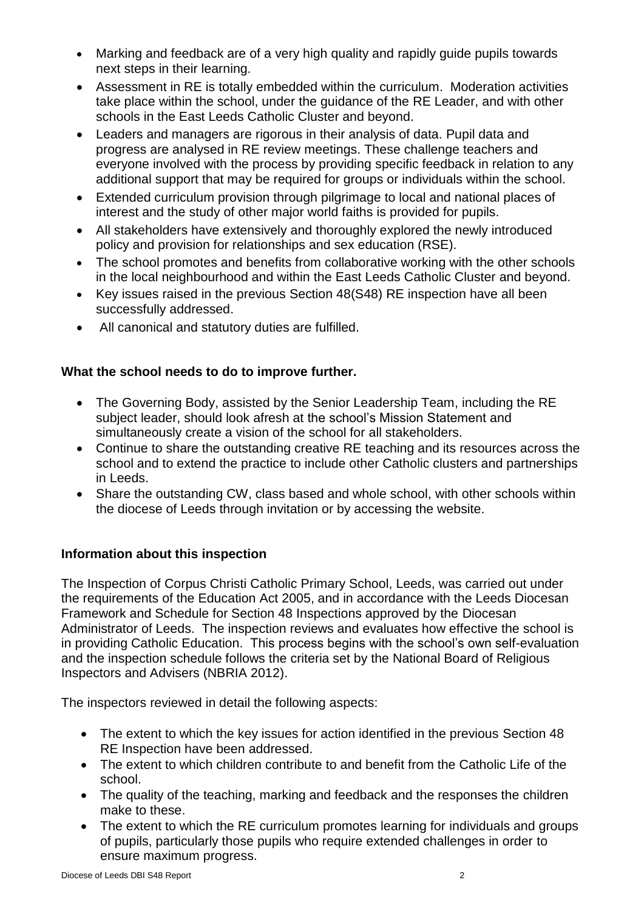- Marking and feedback are of a very high quality and rapidly guide pupils towards next steps in their learning.
- Assessment in RE is totally embedded within the curriculum. Moderation activities take place within the school, under the guidance of the RE Leader, and with other schools in the East Leeds Catholic Cluster and beyond.
- Leaders and managers are rigorous in their analysis of data. Pupil data and progress are analysed in RE review meetings. These challenge teachers and everyone involved with the process by providing specific feedback in relation to any additional support that may be required for groups or individuals within the school.
- Extended curriculum provision through pilgrimage to local and national places of interest and the study of other major world faiths is provided for pupils.
- All stakeholders have extensively and thoroughly explored the newly introduced policy and provision for relationships and sex education (RSE).
- The school promotes and benefits from collaborative working with the other schools in the local neighbourhood and within the East Leeds Catholic Cluster and beyond.
- Key issues raised in the previous Section 48(S48) RE inspection have all been successfully addressed.
- All canonical and statutory duties are fulfilled.

**What the school needs to do to improve further.**

- The Governing Body, assisted by the Senior Leadership Team, including the RE subject leader, should look afresh at the school's Mission Statement and simultaneously create a vision of the school for all stakeholders.
- Continue to share the outstanding creative RE teaching and its resources across the school and to extend the practice to include other Catholic clusters and partnerships in Leeds.
- Share the outstanding CW, class based and whole school, with other schools within the diocese of Leeds through invitation or by accessing the website.

**Information about this inspection**

The Inspection of Corpus Christi Catholic Primary School, Leeds, was carried out under the requirements of the Education Act 2005, and in accordance with the Leeds Diocesan Framework and Schedule for Section 48 Inspections approved by the Diocesan Administrator of Leeds. The inspection reviews and evaluates how effective the school is in providing Catholic Education. This process begins with the school's own self-evaluation and the inspection schedule follows the criteria set by the National Board of Religious Inspectors and Advisers (NBRIA 2012).

The inspectors reviewed in detail the following aspects:

- The extent to which the key issues for action identified in the previous Section 48 RE Inspection have been addressed.
- The extent to which children contribute to and benefit from the Catholic Life of the school.
- The quality of the teaching, marking and feedback and the responses the children make to these.
- The extent to which the RE curriculum promotes learning for individuals and groups of pupils, particularly those pupils who require extended challenges in order to ensure maximum progress.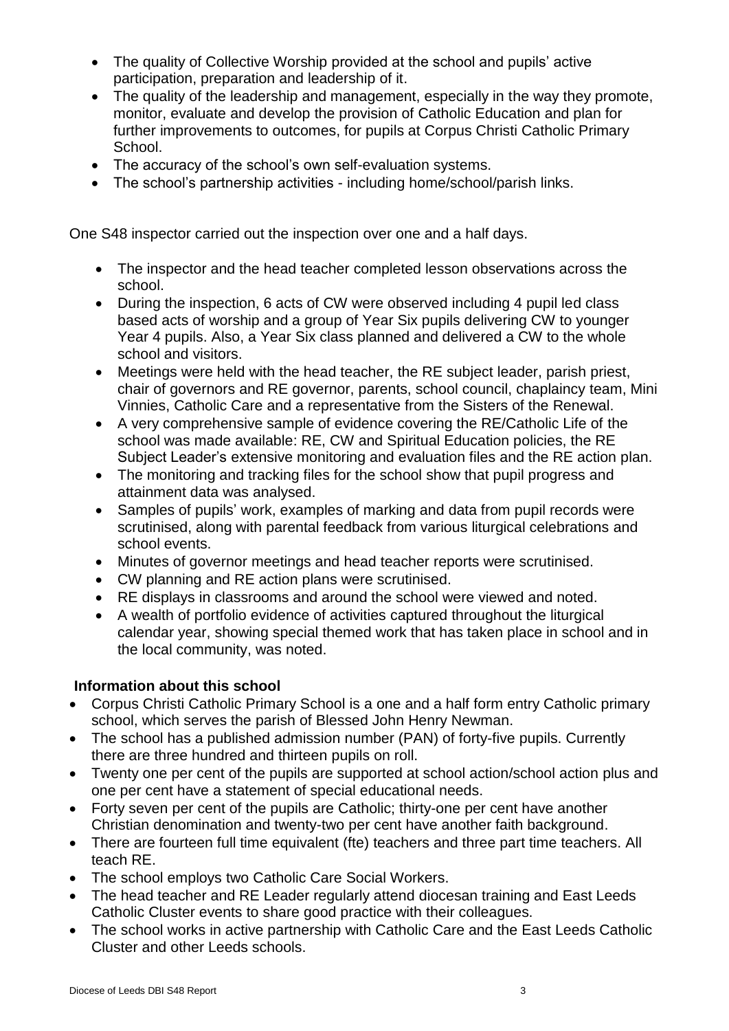- The quality of Collective Worship provided at the school and pupils' active participation, preparation and leadership of it.
- The quality of the leadership and management, especially in the way they promote, monitor, evaluate and develop the provision of Catholic Education and plan for further improvements to outcomes, for pupils at Corpus Christi Catholic Primary School.
- The accuracy of the school's own self-evaluation systems.
- The school's partnership activities - including home/school/parish links.

One S48 inspector carried out the inspection over one and a half days.

- The inspector and the head teacher completed lesson observations across the school.
- During the inspection, 6 acts of CW were observed including 4 pupil led class based acts of worship and a group of Year Six pupils delivering CW to younger Year 4 pupils. Also, a Year Six class planned and delivered a CW to the whole school and visitors.
- Meetings were held with the head teacher, the RE subject leader, parish priest, chair of governors and RE governor, parents, school council, chaplaincy team, Mini Vinnies, Catholic Care and a representative from the Sisters of the Renewal.
- A very comprehensive sample of evidence covering the RE/Catholic Life of the school was made available: RE, CW and Spiritual Education policies, the RE Subject Leader's extensive monitoring and evaluation files and the RE action plan.
- The monitoring and tracking files for the school show that pupil progress and attainment data was analysed.
- Samples of pupils' work, examples of marking and data from pupil records were scrutinised, along with parental feedback from various liturgical celebrations and school events.
- Minutes of governor meetings and head teacher reports were scrutinised.
- CW planning and RE action plans were scrutinised.
- RE displays in classrooms and around the school were viewed and noted.
- A wealth of portfolio evidence of activities captured throughout the liturgical calendar year, showing special themed work that has taken place in school and in the local community, was noted.

**Information about this school**

- Corpus Christi Catholic Primary School is a one and a half form entry Catholic primary school, which serves the parish of Blessed John Henry Newman.
- The school has a published admission number (PAN) of forty-five pupils. Currently there are three hundred and thirteen pupils on roll.
- Twenty one per cent of the pupils are supported at school action/school action plus and one per cent have a statement of special educational needs.
- Forty seven per cent of the pupils are Catholic; thirty-one per cent have another Christian denomination and twenty-two per cent have another faith background.
- There are fourteen full time equivalent (fte) teachers and three part time teachers. All teach RE.
- The school employs two Catholic Care Social Workers.
- The head teacher and RE Leader regularly attend diocesan training and East Leeds Catholic Cluster events to share good practice with their colleagues.
- The school works in active partnership with Catholic Care and the East Leeds Catholic Cluster and other Leeds schools.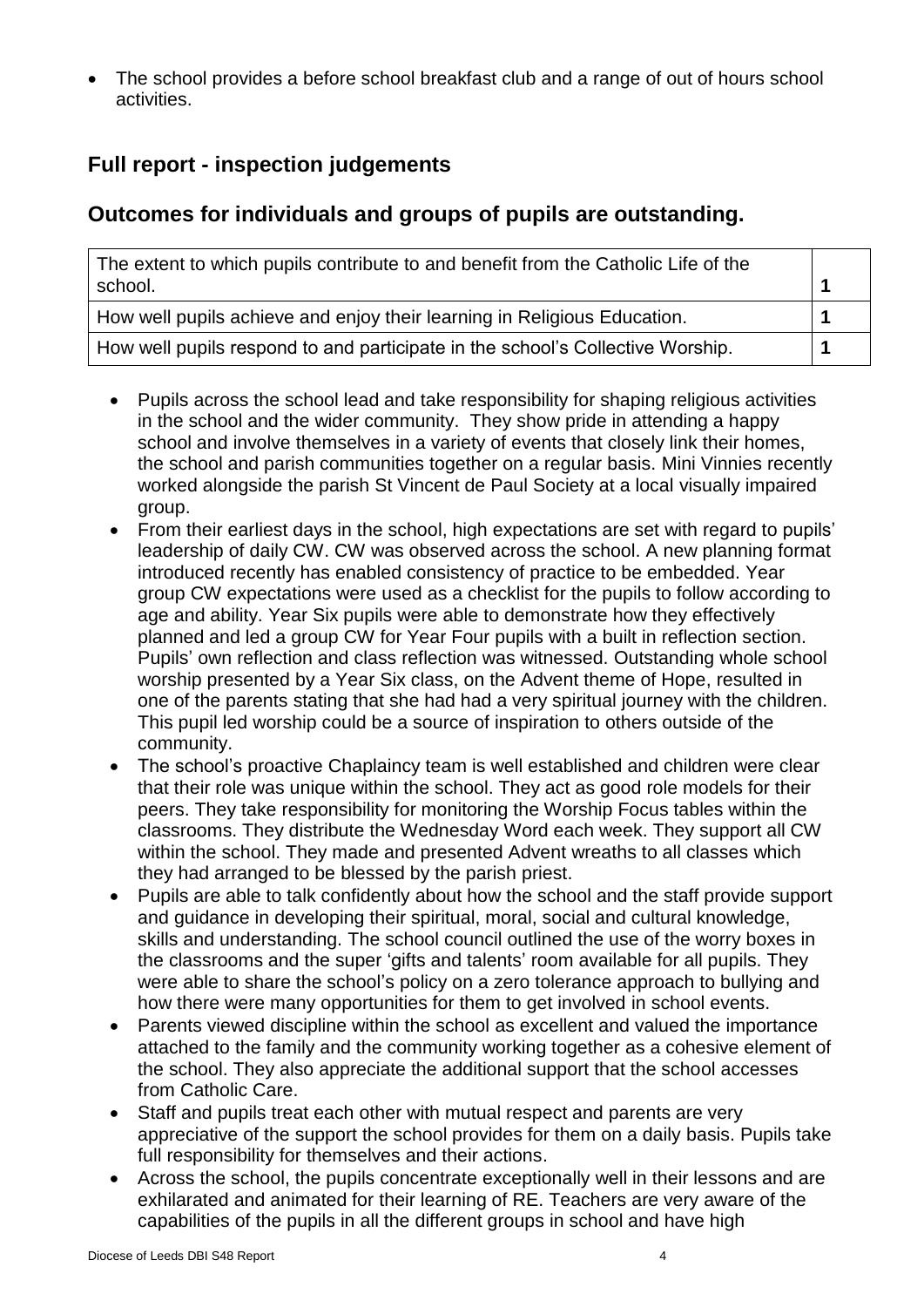- The school provides a before school breakfast club and a range of out of hours school activities.

## Full report - inspection judgements

## Outcomes for individuals and groups of pupils are outstanding.

| | |
|---|---|
| The extent to which pupils contribute to and benefit from the Catholic Life of the school. | **1** |
| How well pupils achieve and enjoy their learning in Religious Education. | **1** |
| How well pupils respond to and participate in the school's Collective Worship. | **1** |

- Pupils across the school lead and take responsibility for shaping religious activities in the school and the wider community. They show pride in attending a happy school and involve themselves in a variety of events that closely link their homes, the school and parish communities together on a regular basis. Mini Vinnies recently worked alongside the parish St Vincent de Paul Society at a local visually impaired group.
- From their earliest days in the school, high expectations are set with regard to pupils' leadership of daily CW. CW was observed across the school. A new planning format introduced recently has enabled consistency of practice to be embedded. Year group CW expectations were used as a checklist for the pupils to follow according to age and ability. Year Six pupils were able to demonstrate how they effectively planned and led a group CW for Year Four pupils with a built in reflection section. Pupils' own reflection and class reflection was witnessed. Outstanding whole school worship presented by a Year Six class, on the Advent theme of Hope, resulted in one of the parents stating that she had had a very spiritual journey with the children. This pupil led worship could be a source of inspiration to others outside of the community.
- The school's proactive Chaplaincy team is well established and children were clear that their role was unique within the school. They act as good role models for their peers. They take responsibility for monitoring the Worship Focus tables within the classrooms. They distribute the Wednesday Word each week. They support all CW within the school. They made and presented Advent wreaths to all classes which they had arranged to be blessed by the parish priest.
- Pupils are able to talk confidently about how the school and the staff provide support and guidance in developing their spiritual, moral, social and cultural knowledge, skills and understanding. The school council outlined the use of the worry boxes in the classrooms and the super 'gifts and talents' room available for all pupils. They were able to share the school's policy on a zero tolerance approach to bullying and how there were many opportunities for them to get involved in school events.
- Parents viewed discipline within the school as excellent and valued the importance attached to the family and the community working together as a cohesive element of the school. They also appreciate the additional support that the school accesses from Catholic Care.
- Staff and pupils treat each other with mutual respect and parents are very appreciative of the support the school provides for them on a daily basis. Pupils take full responsibility for themselves and their actions.
- Across the school, the pupils concentrate exceptionally well in their lessons and are exhilarated and animated for their learning of RE. Teachers are very aware of the capabilities of the pupils in all the different groups in school and have high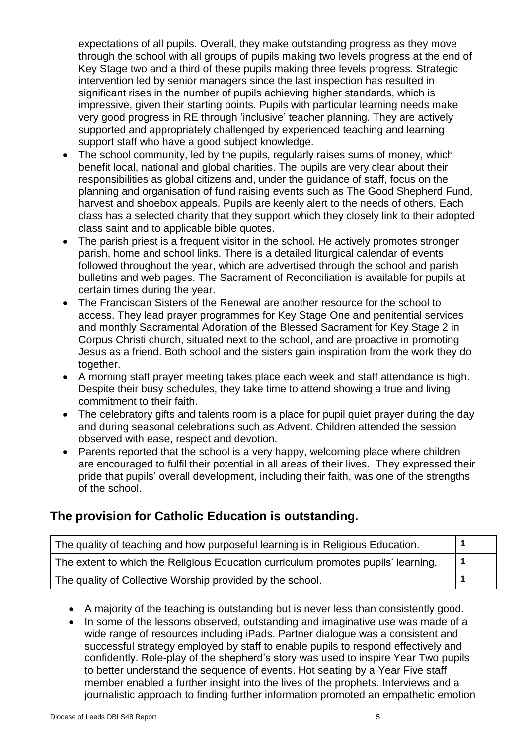expectations of all pupils. Overall, they make outstanding progress as they move through the school with all groups of pupils making two levels progress at the end of Key Stage two and a third of these pupils making three levels progress. Strategic intervention led by senior managers since the last inspection has resulted in significant rises in the number of pupils achieving higher standards, which is impressive, given their starting points. Pupils with particular learning needs make very good progress in RE through 'inclusive' teacher planning. They are actively supported and appropriately challenged by experienced teaching and learning support staff who have a good subject knowledge.

- The school community, led by the pupils, regularly raises sums of money, which benefit local, national and global charities. The pupils are very clear about their responsibilities as global citizens and, under the guidance of staff, focus on the planning and organisation of fund raising events such as The Good Shepherd Fund, harvest and shoebox appeals. Pupils are keenly alert to the needs of others. Each class has a selected charity that they support which they closely link to their adopted class saint and to applicable bible quotes.
- The parish priest is a frequent visitor in the school. He actively promotes stronger parish, home and school links. There is a detailed liturgical calendar of events followed throughout the year, which are advertised through the school and parish bulletins and web pages. The Sacrament of Reconciliation is available for pupils at certain times during the year.
- The Franciscan Sisters of the Renewal are another resource for the school to access. They lead prayer programmes for Key Stage One and penitential services and monthly Sacramental Adoration of the Blessed Sacrament for Key Stage 2 in Corpus Christi church, situated next to the school, and are proactive in promoting Jesus as a friend. Both school and the sisters gain inspiration from the work they do together.
- A morning staff prayer meeting takes place each week and staff attendance is high. Despite their busy schedules, they take time to attend showing a true and living commitment to their faith.
- The celebratory gifts and talents room is a place for pupil quiet prayer during the day and during seasonal celebrations such as Advent. Children attended the session observed with ease, respect and devotion.
- Parents reported that the school is a very happy, welcoming place where children are encouraged to fulfil their potential in all areas of their lives. They expressed their pride that pupils' overall development, including their faith, was one of the strengths of the school.

## The provision for Catholic Education is outstanding.

| | |
|---|---|
| The quality of teaching and how purposeful learning is in Religious Education. | **1** |
| The extent to which the Religious Education curriculum promotes pupils' learning. | **1** |
| The quality of Collective Worship provided by the school. | **1** |

- A majority of the teaching is outstanding but is never less than consistently good.
- In some of the lessons observed, outstanding and imaginative use was made of a wide range of resources including iPads. Partner dialogue was a consistent and successful strategy employed by staff to enable pupils to respond effectively and confidently. Role-play of the shepherd's story was used to inspire Year Two pupils to better understand the sequence of events. Hot seating by a Year Five staff member enabled a further insight into the lives of the prophets. Interviews and a journalistic approach to finding further information promoted an empathetic emotion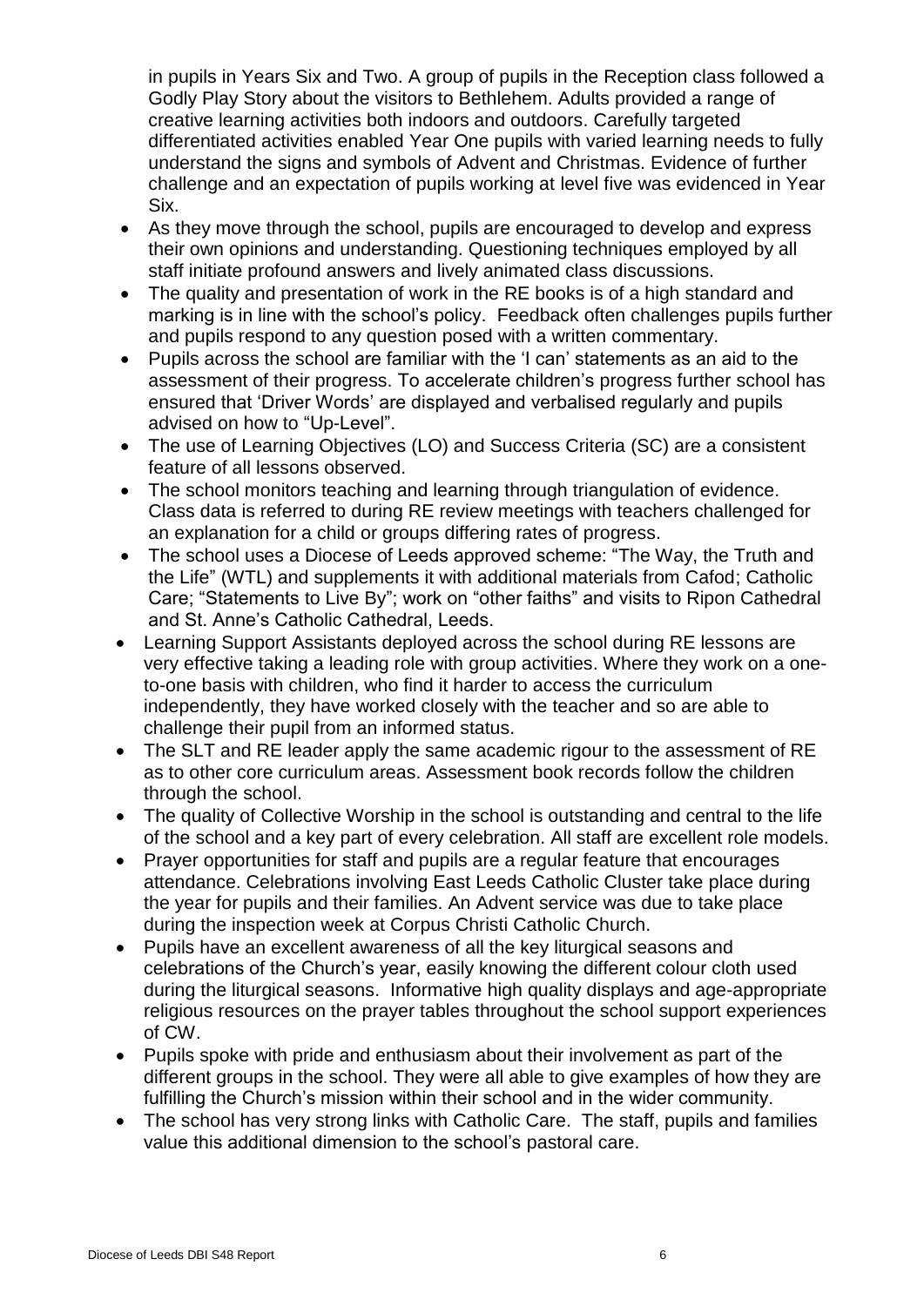in pupils in Years Six and Two. A group of pupils in the Reception class followed a Godly Play Story about the visitors to Bethlehem. Adults provided a range of creative learning activities both indoors and outdoors. Carefully targeted differentiated activities enabled Year One pupils with varied learning needs to fully understand the signs and symbols of Advent and Christmas. Evidence of further challenge and an expectation of pupils working at level five was evidenced in Year Six.

- As they move through the school, pupils are encouraged to develop and express their own opinions and understanding. Questioning techniques employed by all staff initiate profound answers and lively animated class discussions.
- The quality and presentation of work in the RE books is of a high standard and marking is in line with the school's policy. Feedback often challenges pupils further and pupils respond to any question posed with a written commentary.
- Pupils across the school are familiar with the 'I can' statements as an aid to the assessment of their progress. To accelerate children's progress further school has ensured that 'Driver Words' are displayed and verbalised regularly and pupils advised on how to "Up-Level".
- The use of Learning Objectives (LO) and Success Criteria (SC) are a consistent feature of all lessons observed.
- The school monitors teaching and learning through triangulation of evidence. Class data is referred to during RE review meetings with teachers challenged for an explanation for a child or groups differing rates of progress.
- The school uses a Diocese of Leeds approved scheme: "The Way, the Truth and the Life" (WTL) and supplements it with additional materials from Cafod; Catholic Care; "Statements to Live By"; work on "other faiths" and visits to Ripon Cathedral and St. Anne's Catholic Cathedral, Leeds.
- Learning Support Assistants deployed across the school during RE lessons are very effective taking a leading role with group activities. Where they work on a one-to-one basis with children, who find it harder to access the curriculum independently, they have worked closely with the teacher and so are able to challenge their pupil from an informed status.
- The SLT and RE leader apply the same academic rigour to the assessment of RE as to other core curriculum areas. Assessment book records follow the children through the school.
- The quality of Collective Worship in the school is outstanding and central to the life of the school and a key part of every celebration. All staff are excellent role models.
- Prayer opportunities for staff and pupils are a regular feature that encourages attendance. Celebrations involving East Leeds Catholic Cluster take place during the year for pupils and their families. An Advent service was due to take place during the inspection week at Corpus Christi Catholic Church.
- Pupils have an excellent awareness of all the key liturgical seasons and celebrations of the Church's year, easily knowing the different colour cloth used during the liturgical seasons. Informative high quality displays and age-appropriate religious resources on the prayer tables throughout the school support experiences of CW.
- Pupils spoke with pride and enthusiasm about their involvement as part of the different groups in the school. They were all able to give examples of how they are fulfilling the Church's mission within their school and in the wider community.
- The school has very strong links with Catholic Care. The staff, pupils and families value this additional dimension to the school's pastoral care.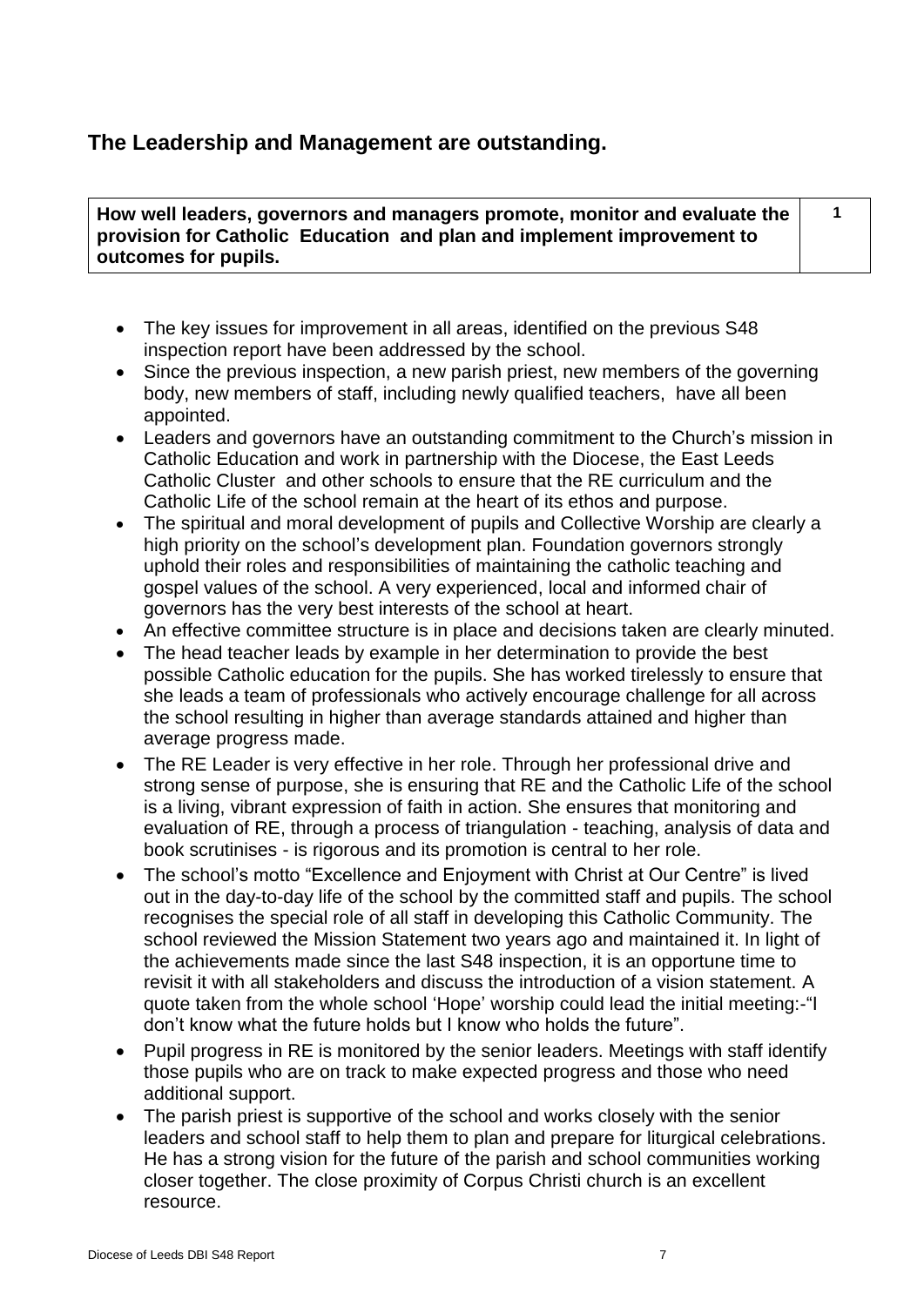## The Leadership and Management are outstanding.

| | |
|---|---|
| **How well leaders, governors and managers promote, monitor and evaluate the provision for Catholic Education and plan and implement improvement to outcomes for pupils.** | **1** |

- The key issues for improvement in all areas, identified on the previous S48 inspection report have been addressed by the school.
- Since the previous inspection, a new parish priest, new members of the governing body, new members of staff, including newly qualified teachers, have all been appointed.
- Leaders and governors have an outstanding commitment to the Church's mission in Catholic Education and work in partnership with the Diocese, the East Leeds Catholic Cluster and other schools to ensure that the RE curriculum and the Catholic Life of the school remain at the heart of its ethos and purpose.
- The spiritual and moral development of pupils and Collective Worship are clearly a high priority on the school's development plan. Foundation governors strongly uphold their roles and responsibilities of maintaining the catholic teaching and gospel values of the school. A very experienced, local and informed chair of governors has the very best interests of the school at heart.
- An effective committee structure is in place and decisions taken are clearly minuted.
- The head teacher leads by example in her determination to provide the best possible Catholic education for the pupils. She has worked tirelessly to ensure that she leads a team of professionals who actively encourage challenge for all across the school resulting in higher than average standards attained and higher than average progress made.
- The RE Leader is very effective in her role. Through her professional drive and strong sense of purpose, she is ensuring that RE and the Catholic Life of the school is a living, vibrant expression of faith in action. She ensures that monitoring and evaluation of RE, through a process of triangulation - teaching, analysis of data and book scrutinises - is rigorous and its promotion is central to her role.
- The school's motto "Excellence and Enjoyment with Christ at Our Centre" is lived out in the day-to-day life of the school by the committed staff and pupils. The school recognises the special role of all staff in developing this Catholic Community. The school reviewed the Mission Statement two years ago and maintained it. In light of the achievements made since the last S48 inspection, it is an opportune time to revisit it with all stakeholders and discuss the introduction of a vision statement. A quote taken from the whole school 'Hope' worship could lead the initial meeting:-"I don't know what the future holds but I know who holds the future".
- Pupil progress in RE is monitored by the senior leaders. Meetings with staff identify those pupils who are on track to make expected progress and those who need additional support.
- The parish priest is supportive of the school and works closely with the senior leaders and school staff to help them to plan and prepare for liturgical celebrations. He has a strong vision for the future of the parish and school communities working closer together. The close proximity of Corpus Christi church is an excellent resource.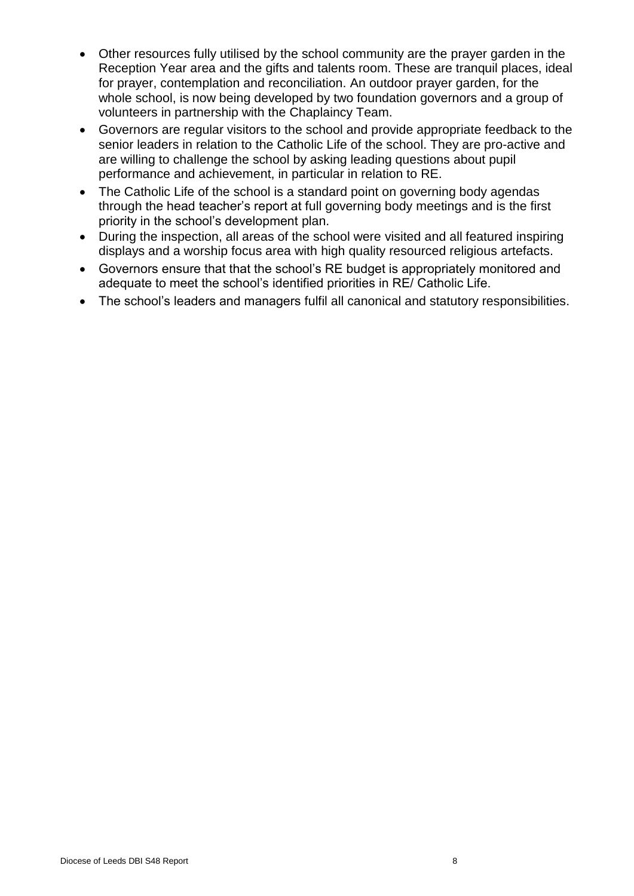- Other resources fully utilised by the school community are the prayer garden in the Reception Year area and the gifts and talents room. These are tranquil places, ideal for prayer, contemplation and reconciliation. An outdoor prayer garden, for the whole school, is now being developed by two foundation governors and a group of volunteers in partnership with the Chaplaincy Team.
- Governors are regular visitors to the school and provide appropriate feedback to the senior leaders in relation to the Catholic Life of the school. They are pro-active and are willing to challenge the school by asking leading questions about pupil performance and achievement, in particular in relation to RE.
- The Catholic Life of the school is a standard point on governing body agendas through the head teacher's report at full governing body meetings and is the first priority in the school's development plan.
- During the inspection, all areas of the school were visited and all featured inspiring displays and a worship focus area with high quality resourced religious artefacts.
- Governors ensure that that the school's RE budget is appropriately monitored and adequate to meet the school's identified priorities in RE/ Catholic Life.
- The school's leaders and managers fulfil all canonical and statutory responsibilities.